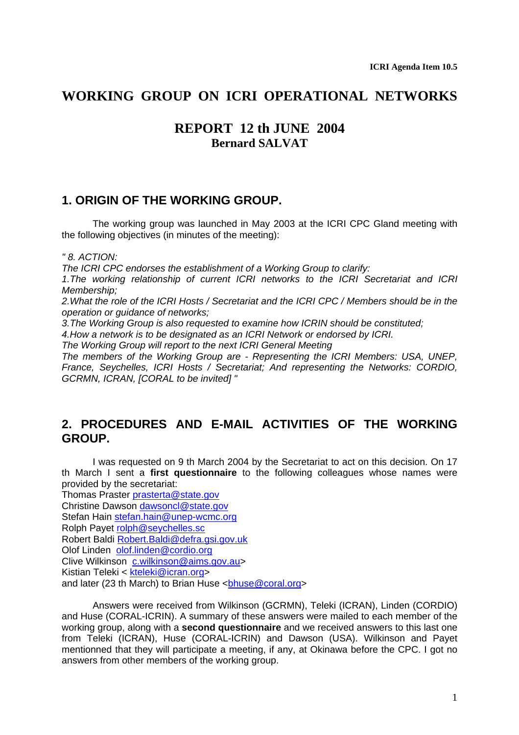ICRI Agenda Item 10.5

# WORKING GROUP ON ICRI OPERATIONAL NETWORKS

## REPORT 12 th JUNE 2004
**Bernard SALVAT**

## 1. ORIGIN OF THE WORKING GROUP.

The working group was launched in May 2003 at the ICRI CPC Gland meeting with the following objectives (in minutes of the meeting):

*" 8. ACTION:*
*The ICRI CPC endorses the establishment of a Working Group to clarify:*
*1.The working relationship of current ICRI networks to the ICRI Secretariat and ICRI Membership;*
*2.What the role of the ICRI Hosts / Secretariat and the ICRI CPC / Members should be in the operation or guidance of networks;*
*3.The Working Group is also requested to examine how ICRIN should be constituted;*
*4.How a network is to be designated as an ICRI Network or endorsed by ICRI.*
*The Working Group will report to the next ICRI General Meeting*
*The members of the Working Group are - Representing the ICRI Members: USA, UNEP, France, Seychelles, ICRI Hosts / Secretariat; And representing the Networks: CORDIO, GCRMN, ICRAN, [CORAL to be invited] "*

## 2. PROCEDURES AND E-MAIL ACTIVITIES OF THE WORKING GROUP.

I was requested on 9 th March 2004 by the Secretariat to act on this decision. On 17 th March I sent a **first questionnaire** to the following colleagues whose names were provided by the secretariat:
Thomas Praster prasterta@state.gov
Christine Dawson dawsoncl@state.gov
Stefan Hain stefan.hain@unep-wcmc.org
Rolph Payet rolph@seychelles.sc
Robert Baldi Robert.Baldi@defra.gsi.gov.uk
Olof Linden olof.linden@cordio.org
Clive Wilkinson c.wilkinson@aims.gov.au>
Kistian Teleki < kteleki@icran.org>
and later (23 th March) to Brian Huse <bhuse@coral.org>

Answers were received from Wilkinson (GCRMN), Teleki (ICRAN), Linden (CORDIO) and Huse (CORAL-ICRIN). A summary of these answers were mailed to each member of the working group, along with a **second questionnaire** and we received answers to this last one from Teleki (ICRAN), Huse (CORAL-ICRIN) and Dawson (USA). Wilkinson and Payet mentionned that they will participate a meeting, if any, at Okinawa before the CPC. I got no answers from other members of the working group.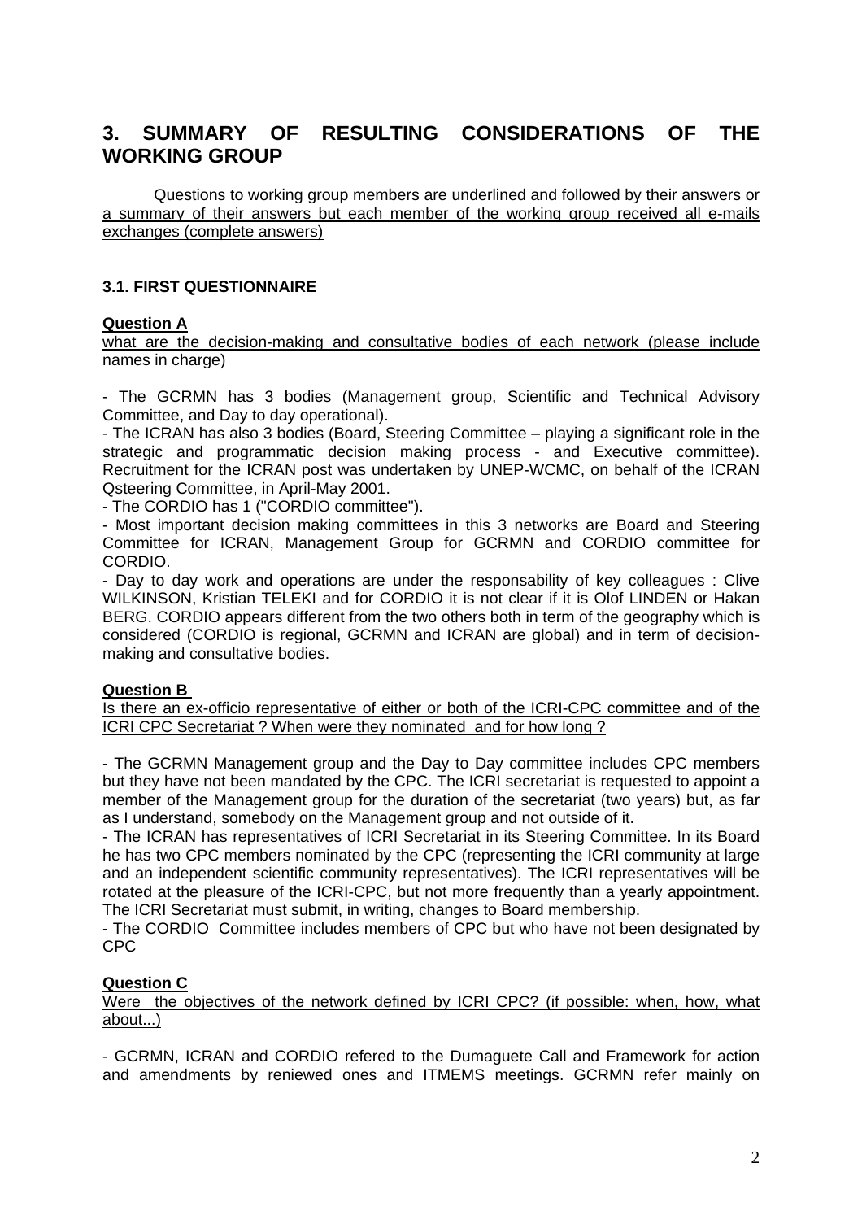# 3. SUMMARY OF RESULTING CONSIDERATIONS OF THE WORKING GROUP

Questions to working group members are underlined and followed by their answers or a summary of their answers but each member of the working group received all e-mails exchanges (complete answers)

### 3.1. FIRST QUESTIONNAIRE

**Question A**

what are the decision-making and consultative bodies of each network (please include names in charge)

- The GCRMN has 3 bodies (Management group, Scientific and Technical Advisory Committee, and Day to day operational).
- The ICRAN has also 3 bodies (Board, Steering Committee – playing a significant role in the strategic and programmatic decision making process - and Executive committee). Recruitment for the ICRAN post was undertaken by UNEP-WCMC, on behalf of the ICRAN Qsteering Committee, in April-May 2001.
- The CORDIO has 1 ("CORDIO committee").
- Most important decision making committees in this 3 networks are Board and Steering Committee for ICRAN, Management Group for GCRMN and CORDIO committee for CORDIO.
- Day to day work and operations are under the responsability of key colleagues : Clive WILKINSON, Kristian TELEKI and for CORDIO it is not clear if it is Olof LINDEN or Hakan BERG. CORDIO appears different from the two others both in term of the geography which is considered (CORDIO is regional, GCRMN and ICRAN are global) and in term of decision-making and consultative bodies.

**Question B**

Is there an ex-officio representative of either or both of the ICRI-CPC committee and of the ICRI CPC Secretariat ? When were they nominated and for how long ?

- The GCRMN Management group and the Day to Day committee includes CPC members but they have not been mandated by the CPC. The ICRI secretariat is requested to appoint a member of the Management group for the duration of the secretariat (two years) but, as far as I understand, somebody on the Management group and not outside of it.
- The ICRAN has representatives of ICRI Secretariat in its Steering Committee. In its Board he has two CPC members nominated by the CPC (representing the ICRI community at large and an independent scientific community representatives). The ICRI representatives will be rotated at the pleasure of the ICRI-CPC, but not more frequently than a yearly appointment. The ICRI Secretariat must submit, in writing, changes to Board membership.
- The CORDIO Committee includes members of CPC but who have not been designated by CPC

**Question C**

Were the objectives of the network defined by ICRI CPC? (if possible: when, how, what about...)

- GCRMN, ICRAN and CORDIO refered to the Dumaguete Call and Framework for action and amendments by reniewed ones and ITMEMS meetings. GCRMN refer mainly on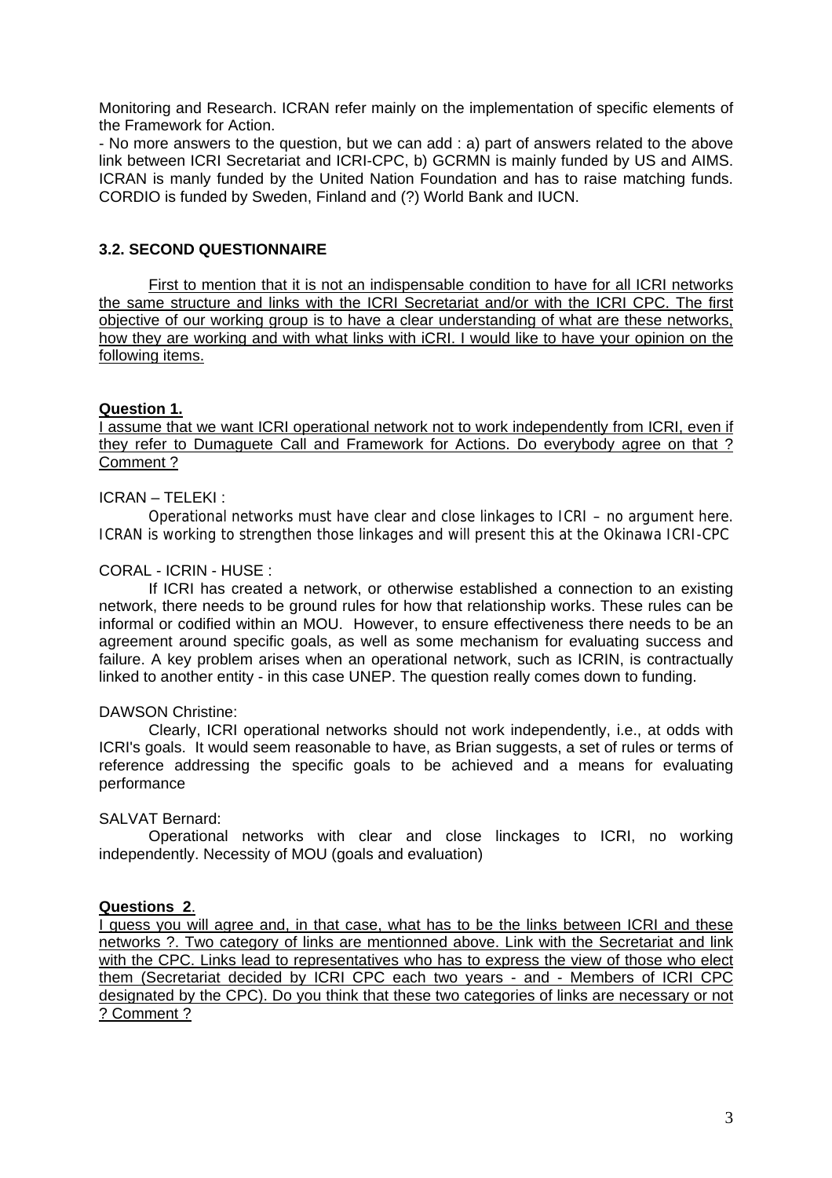Monitoring and Research. ICRAN refer mainly on the implementation of specific elements of the Framework for Action.

- No more answers to the question, but we can add : a) part of answers related to the above link between ICRI Secretariat and ICRI-CPC, b) GCRMN is mainly funded by US and AIMS. ICRAN is manly funded by the United Nation Foundation and has to raise matching funds. CORDIO is funded by Sweden, Finland and (?) World Bank and IUCN.

### 3.2. SECOND QUESTIONNAIRE

First to mention that it is not an indispensable condition to have for all ICRI networks the same structure and links with the ICRI Secretariat and/or with the ICRI CPC. The first objective of our working group is to have a clear understanding of what are these networks, how they are working and with what links with iCRI. I would like to have your opinion on the following items.

**Question 1.**

I assume that we want ICRI operational network not to work independently from ICRI, even if they refer to Dumaguete Call and Framework for Actions. Do everybody agree on that ? Comment ?

ICRAN – TELEKI :

Operational networks must have clear and close linkages to ICRI – no argument here. ICRAN is working to strengthen those linkages and will present this at the Okinawa ICRI-CPC

CORAL - ICRIN - HUSE :

If ICRI has created a network, or otherwise established a connection to an existing network, there needs to be ground rules for how that relationship works. These rules can be informal or codified within an MOU. However, to ensure effectiveness there needs to be an agreement around specific goals, as well as some mechanism for evaluating success and failure. A key problem arises when an operational network, such as ICRIN, is contractually linked to another entity - in this case UNEP. The question really comes down to funding.

DAWSON Christine:

Clearly, ICRI operational networks should not work independently, i.e., at odds with ICRI's goals. It would seem reasonable to have, as Brian suggests, a set of rules or terms of reference addressing the specific goals to be achieved and a means for evaluating performance

SALVAT Bernard:

Operational networks with clear and close linckages to ICRI, no working independently. Necessity of MOU (goals and evaluation)

**Questions 2**.

I guess you will agree and, in that case, what has to be the links between ICRI and these networks ?. Two category of links are mentionned above. Link with the Secretariat and link with the CPC. Links lead to representatives who has to express the view of those who elect them (Secretariat decided by ICRI CPC each two years - and - Members of ICRI CPC designated by the CPC). Do you think that these two categories of links are necessary or not ? Comment ?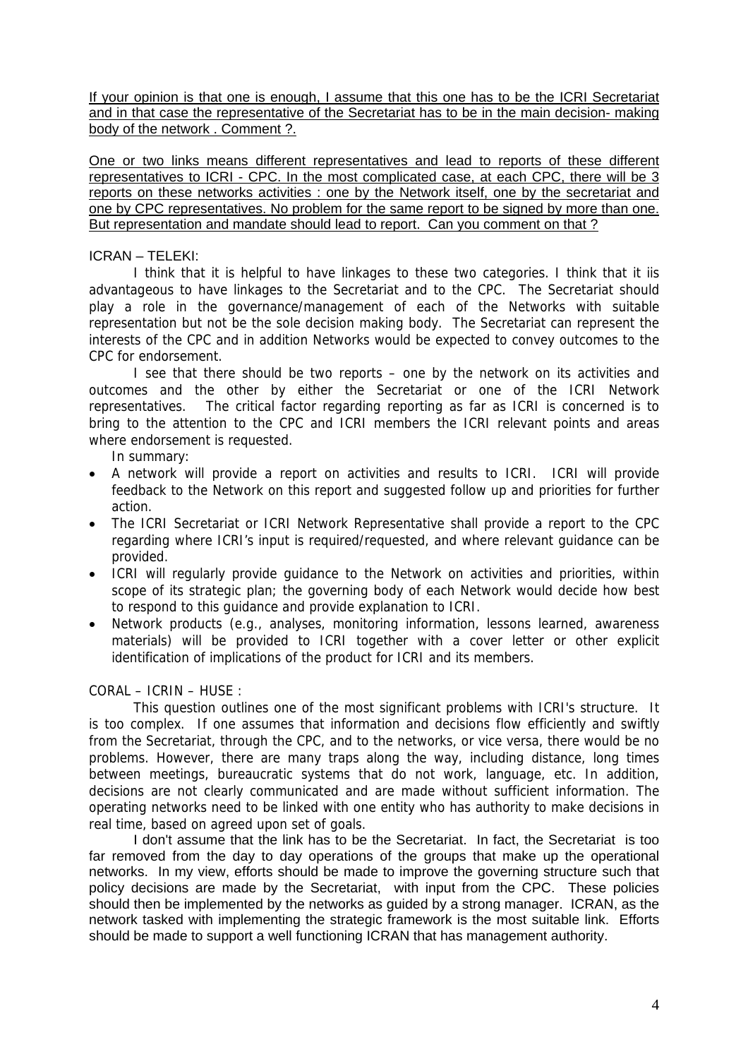<u>If your opinion is that one is enough, I assume that this one has to be the ICRI Secretariat and in that case the representative of the Secretariat has to be in the main decision- making body of the network . Comment ?.</u>

<u>One or two links means different representatives and lead to reports of these different representatives to ICRI - CPC. In the most complicated case, at each CPC, there will be 3 reports on these networks activities : one by the Network itself, one by the secretariat and one by CPC representatives. No problem for the same report to be signed by more than one. But representation and mandate should lead to report. Can you comment on that ?</u>

ICRAN – TELEKI:

I think that it is helpful to have linkages to these two categories. I think that it iis advantageous to have linkages to the Secretariat and to the CPC. The Secretariat should play a role in the governance/management of each of the Networks with suitable representation but not be the sole decision making body. The Secretariat can represent the interests of the CPC and in addition Networks would be expected to convey outcomes to the CPC for endorsement.

I see that there should be two reports – one by the network on its activities and outcomes and the other by either the Secretariat or one of the ICRI Network representatives. The critical factor regarding reporting as far as ICRI is concerned is to bring to the attention to the CPC and ICRI members the ICRI relevant points and areas where endorsement is requested.

In summary:

- A network will provide a report on activities and results to ICRI. ICRI will provide feedback to the Network on this report and suggested follow up and priorities for further action.
- The ICRI Secretariat or ICRI Network Representative shall provide a report to the CPC regarding where ICRI's input is required/requested, and where relevant guidance can be provided.
- ICRI will regularly provide guidance to the Network on activities and priorities, within scope of its strategic plan; the governing body of each Network would decide how best to respond to this guidance and provide explanation to ICRI.
- Network products (e.g., analyses, monitoring information, lessons learned, awareness materials) will be provided to ICRI together with a cover letter or other explicit identification of implications of the product for ICRI and its members.

CORAL – ICRIN – HUSE :

This question outlines one of the most significant problems with ICRI's structure. It is too complex. If one assumes that information and decisions flow efficiently and swiftly from the Secretariat, through the CPC, and to the networks, or vice versa, there would be no problems. However, there are many traps along the way, including distance, long times between meetings, bureaucratic systems that do not work, language, etc. In addition, decisions are not clearly communicated and are made without sufficient information. The operating networks need to be linked with one entity who has authority to make decisions in real time, based on agreed upon set of goals.

I don't assume that the link has to be the Secretariat. In fact, the Secretariat is too far removed from the day to day operations of the groups that make up the operational networks. In my view, efforts should be made to improve the governing structure such that policy decisions are made by the Secretariat, with input from the CPC. These policies should then be implemented by the networks as guided by a strong manager. ICRAN, as the network tasked with implementing the strategic framework is the most suitable link. Efforts should be made to support a well functioning ICRAN that has management authority.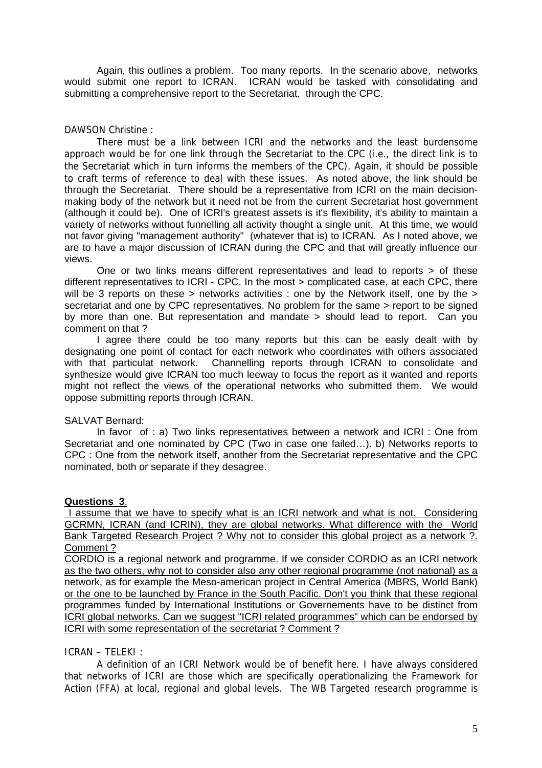Again, this outlines a problem. Too many reports. In the scenario above, networks would submit one report to ICRAN. ICRAN would be tasked with consolidating and submitting a comprehensive report to the Secretariat, through the CPC.

DAWSON Christine :

There must be a link between ICRI and the networks and the least burdensome approach would be for one link through the Secretariat to the CPC (i.e., the direct link is to the Secretariat which in turn informs the members of the CPC). Again, it should be possible to craft terms of reference to deal with these issues. As noted above, the link should be through the Secretariat. There should be a representative from ICRI on the main decision-making body of the network but it need not be from the current Secretariat host government (although it could be). One of ICRI's greatest assets is it's flexibility, it's ability to maintain a variety of networks without funnelling all activity thought a single unit. At this time, we would not favor giving "management authority" (whatever that is) to ICRAN. As I noted above, we are to have a major discussion of ICRAN during the CPC and that will greatly influence our views.

One or two links means different representatives and lead to reports > of these different representatives to ICRI - CPC. In the most > complicated case, at each CPC, there will be 3 reports on these > networks activities : one by the Network itself, one by the > secretariat and one by CPC representatives. No problem for the same > report to be signed by more than one. But representation and mandate > should lead to report. Can you comment on that ?

I agree there could be too many reports but this can be easly dealt with by designating one point of contact for each network who coordinates with others associated with that particular network. Channelling reports through ICRAN to consolidate and synthesize would give ICRAN too much leeway to focus the report as it wanted and reports might not reflect the views of the operational networks who submitted them. We would oppose submitting reports through ICRAN.

SALVAT Bernard:

In favor of : a) Two links representatives between a network and ICRI : One from Secretariat and one nominated by CPC (Two in case one failed…). b) Networks reports to CPC : One from the network itself, another from the Secretariat representative and the CPC nominated, both or separate if they desagree.

**Questions 3**.

I assume that we have to specify what is an ICRI network and what is not. Considering GCRMN, ICRAN (and ICRIN), they are global networks. What difference with the World Bank Targeted Research Project ? Why not to consider this global project as a network ?. Comment ?

CORDIO is a regional network and programme. If we consider CORDIO as an ICRI network as the two others, why not to consider also any other regional programme (not national) as a network, as for example the Meso-american project in Central America (MBRS, World Bank) or the one to be launched by France in the South Pacific. Don't you think that these regional programmes funded by International Institutions or Governements have to be distinct from ICRI global networks. Can we suggest "ICRI related programmes" which can be endorsed by ICRI with some representation of the secretariat ? Comment ?

ICRAN – TELEKI :

A definition of an ICRI Network would be of benefit here. I have always considered that networks of ICRI are those which are specifically operationalizing the Framework for Action (FFA) at local, regional and global levels. The WB Targeted research programme is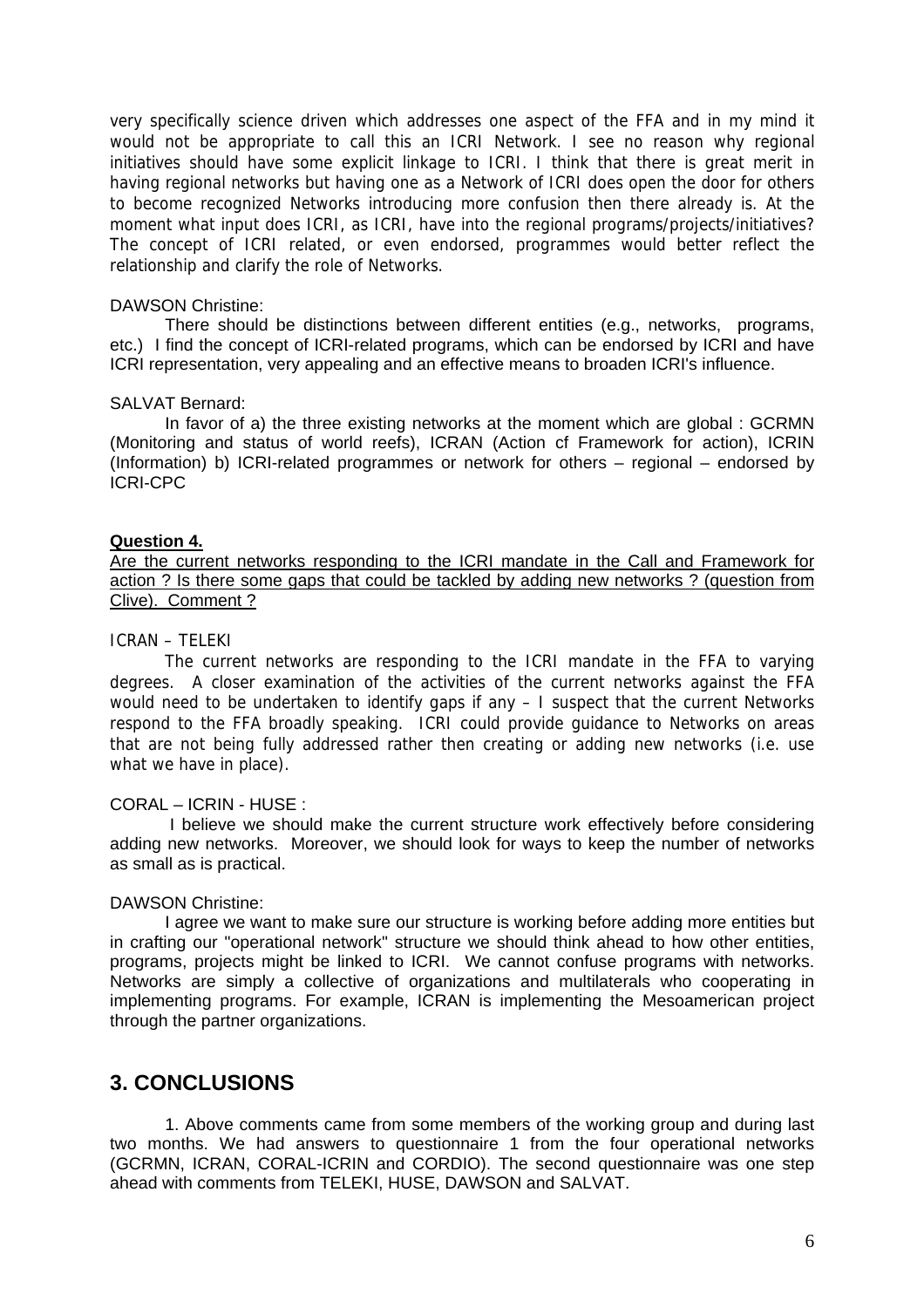very specifically science driven which addresses one aspect of the FFA and in my mind it would not be appropriate to call this an ICRI Network. I see no reason why regional initiatives should have some explicit linkage to ICRI. I think that there is great merit in having regional networks but having one as a Network of ICRI does open the door for others to become recognized Networks introducing more confusion then there already is. At the moment what input does ICRI, as ICRI, have into the regional programs/projects/initiatives? The concept of ICRI related, or even endorsed, programmes would better reflect the relationship and clarify the role of Networks.

DAWSON Christine:

There should be distinctions between different entities (e.g., networks, programs, etc.) I find the concept of ICRI-related programs, which can be endorsed by ICRI and have ICRI representation, very appealing and an effective means to broaden ICRI's influence.

SALVAT Bernard:

In favor of a) the three existing networks at the moment which are global : GCRMN (Monitoring and status of world reefs), ICRAN (Action cf Framework for action), ICRIN (Information) b) ICRI-related programmes or network for others – regional – endorsed by ICRI-CPC

**Question 4.**

Are the current networks responding to the ICRI mandate in the Call and Framework for action ? Is there some gaps that could be tackled by adding new networks ? (question from Clive). Comment ?

ICRAN – TELEKI

The current networks are responding to the ICRI mandate in the FFA to varying degrees. A closer examination of the activities of the current networks against the FFA would need to be undertaken to identify gaps if any – I suspect that the current Networks respond to the FFA broadly speaking. ICRI could provide guidance to Networks on areas that are not being fully addressed rather then creating or adding new networks (i.e. use what we have in place).

CORAL – ICRIN - HUSE :

I believe we should make the current structure work effectively before considering adding new networks. Moreover, we should look for ways to keep the number of networks as small as is practical.

DAWSON Christine:

I agree we want to make sure our structure is working before adding more entities but in crafting our "operational network" structure we should think ahead to how other entities, programs, projects might be linked to ICRI. We cannot confuse programs with networks. Networks are simply a collective of organizations and multilaterals who cooperating in implementing programs. For example, ICRAN is implementing the Mesoamerican project through the partner organizations.

## 3. CONCLUSIONS

1. Above comments came from some members of the working group and during last two months. We had answers to questionnaire 1 from the four operational networks (GCRMN, ICRAN, CORAL-ICRIN and CORDIO). The second questionnaire was one step ahead with comments from TELEKI, HUSE, DAWSON and SALVAT.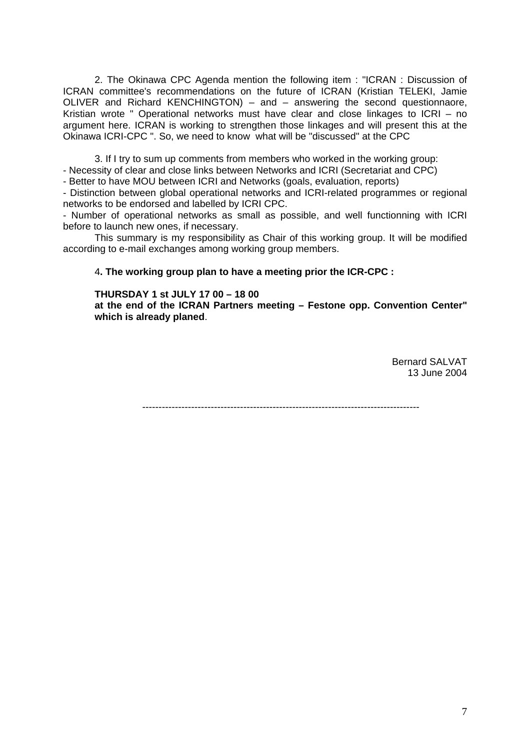2. The Okinawa CPC Agenda mention the following item : "ICRAN : Discussion of ICRAN committee's recommendations on the future of ICRAN (Kristian TELEKI, Jamie OLIVER and Richard KENCHINGTON) – and – answering the second questionnaore, Kristian wrote " Operational networks must have clear and close linkages to ICRI – no argument here. ICRAN is working to strengthen those linkages and will present this at the Okinawa ICRI-CPC ". So, we need to know what will be "discussed" at the CPC

3. If I try to sum up comments from members who worked in the working group:

- Necessity of clear and close links between Networks and ICRI (Secretariat and CPC)
- Better to have MOU between ICRI and Networks (goals, evaluation, reports)
- Distinction between global operational networks and ICRI-related programmes or regional networks to be endorsed and labelled by ICRI CPC.
- Number of operational networks as small as possible, and well functionning with ICRI before to launch new ones, if necessary.

This summary is my responsibility as Chair of this working group. It will be modified according to e-mail exchanges among working group members.

4**. The working group plan to have a meeting prior the ICR-CPC :**

**THURSDAY 1 st JULY 17 00 – 18 00**
**at the end of the ICRAN Partners meeting – Festone opp. Convention Center" which is already planed**.

Bernard SALVAT
13 June 2004

------------------------------------------------------------------------------------